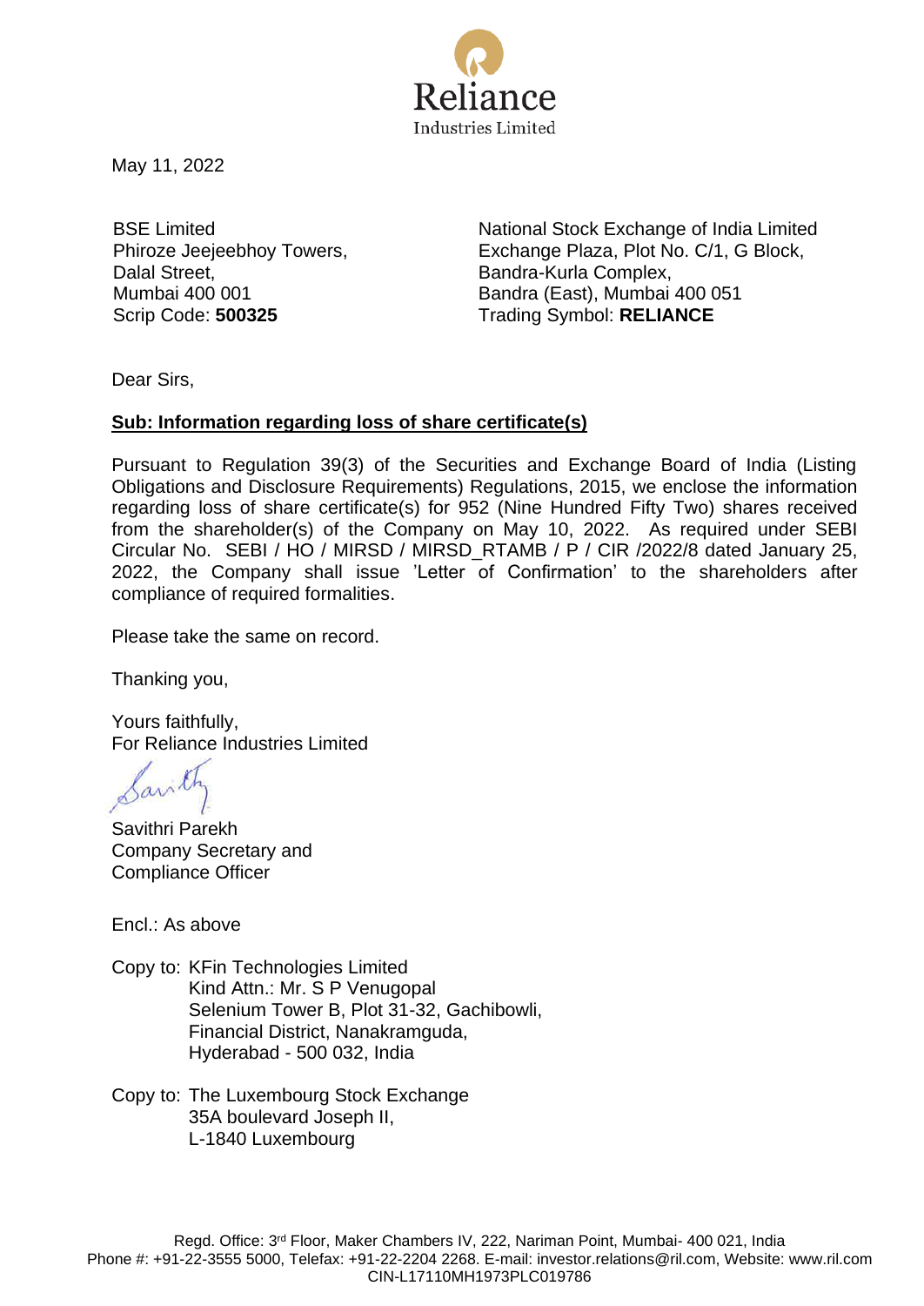Reliance
Industries Limited

May 11, 2022

BSE Limited
Phiroze Jeejeebhoy Towers,
Dalal Street,
Mumbai 400 001
Scrip Code: **500325**

National Stock Exchange of India Limited
Exchange Plaza, Plot No. C/1, G Block,
Bandra-Kurla Complex,
Bandra (East), Mumbai 400 051
Trading Symbol: **RELIANCE**

Dear Sirs,

**Sub: Information regarding loss of share certificate(s)**

Pursuant to Regulation 39(3) of the Securities and Exchange Board of India (Listing Obligations and Disclosure Requirements) Regulations, 2015, we enclose the information regarding loss of share certificate(s) for 952 (Nine Hundred Fifty Two) shares received from the shareholder(s) of the Company on May 10, 2022. As required under SEBI Circular No. SEBI / HO / MIRSD / MIRSD_RTAMB / P / CIR /2022/8 dated January 25, 2022, the Company shall issue 'Letter of Confirmation' to the shareholders after compliance of required formalities.

Please take the same on record.

Thanking you,

Yours faithfully,
For Reliance Industries Limited

Savithri Parekh
Company Secretary and
Compliance Officer

Encl.: As above

Copy to: KFin Technologies Limited
Kind Attn.: Mr. S P Venugopal
Selenium Tower B, Plot 31-32, Gachibowli,
Financial District, Nanakramguda,
Hyderabad - 500 032, India

Copy to: The Luxembourg Stock Exchange
35A boulevard Joseph II,
L-1840 Luxembourg

Regd. Office: 3rd Floor, Maker Chambers IV, 222, Nariman Point, Mumbai- 400 021, India
Phone #: +91-22-3555 5000, Telefax: +91-22-2204 2268. E-mail: investor.relations@ril.com, Website: www.ril.com
CIN-L17110MH1973PLC019786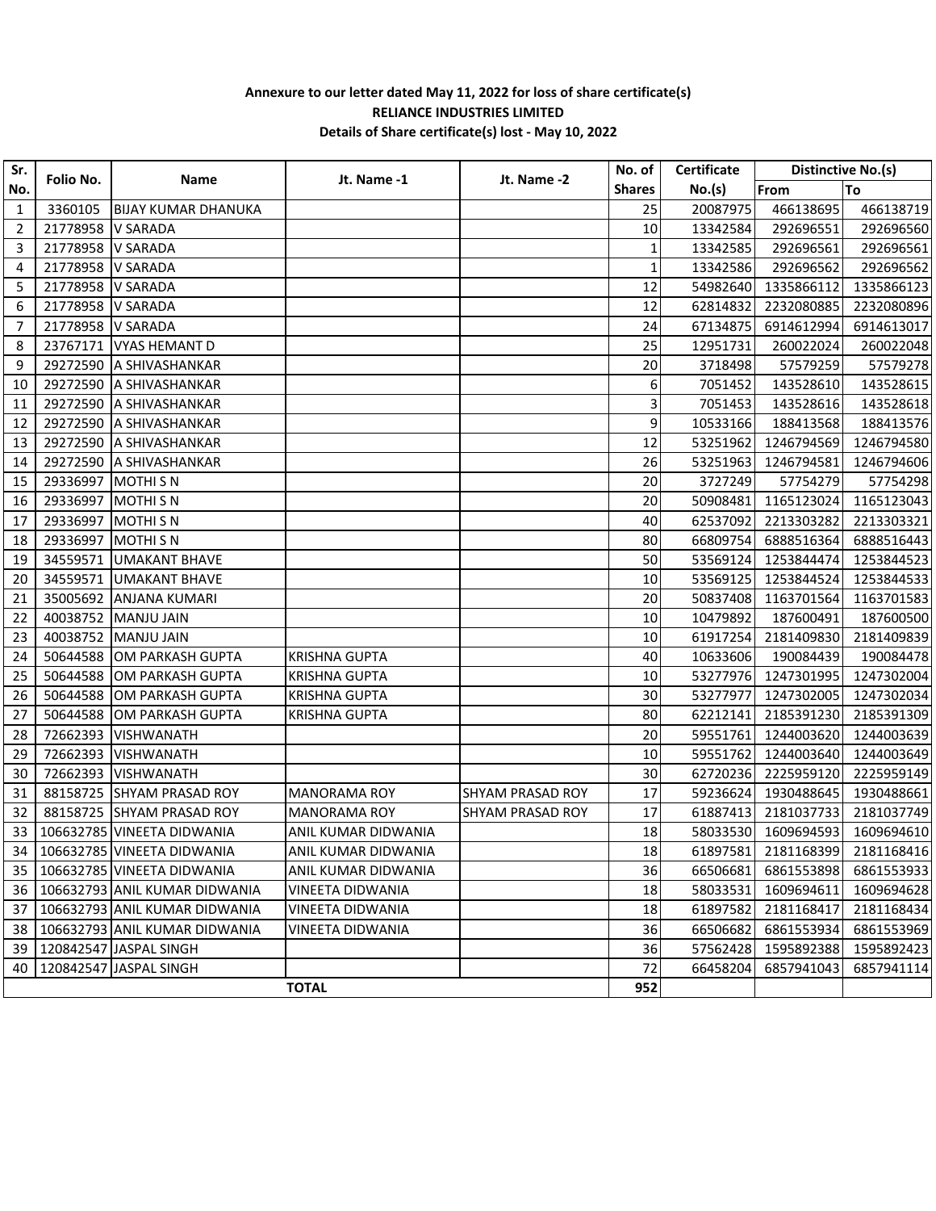**Annexure to our letter dated May 11, 2022 for loss of share certificate(s)**

**RELIANCE INDUSTRIES LIMITED**

**Details of Share certificate(s) lost - May 10, 2022**

| Sr. No. | Folio No. | Name | Jt. Name -1 | Jt. Name -2 | No. of Shares | Certificate No.(s) | Distinctive No.(s) | |
|---|---|---|---|---|---|---|---|---|
| | | | | | | | From | To |
| 1 | 3360105 | BIJAY KUMAR DHANUKA | | | 25 | 20087975 | 466138695 | 466138719 |
| 2 | 21778958 | V SARADA | | | 10 | 13342584 | 292696551 | 292696560 |
| 3 | 21778958 | V SARADA | | | 1 | 13342585 | 292696561 | 292696561 |
| 4 | 21778958 | V SARADA | | | 1 | 13342586 | 292696562 | 292696562 |
| 5 | 21778958 | V SARADA | | | 12 | 54982640 | 1335866112 | 1335866123 |
| 6 | 21778958 | V SARADA | | | 12 | 62814832 | 2232080885 | 2232080896 |
| 7 | 21778958 | V SARADA | | | 24 | 67134875 | 6914612994 | 6914613017 |
| 8 | 23767171 | VYAS HEMANT D | | | 25 | 12951731 | 260022024 | 260022048 |
| 9 | 29272590 | A SHIVASHANKAR | | | 20 | 3718498 | 57579259 | 57579278 |
| 10 | 29272590 | A SHIVASHANKAR | | | 6 | 7051452 | 143528610 | 143528615 |
| 11 | 29272590 | A SHIVASHANKAR | | | 3 | 7051453 | 143528616 | 143528618 |
| 12 | 29272590 | A SHIVASHANKAR | | | 9 | 10533166 | 188413568 | 188413576 |
| 13 | 29272590 | A SHIVASHANKAR | | | 12 | 53251962 | 1246794569 | 1246794580 |
| 14 | 29272590 | A SHIVASHANKAR | | | 26 | 53251963 | 1246794581 | 1246794606 |
| 15 | 29336997 | MOTHI S N | | | 20 | 3727249 | 57754279 | 57754298 |
| 16 | 29336997 | MOTHI S N | | | 20 | 50908481 | 1165123024 | 1165123043 |
| 17 | 29336997 | MOTHI S N | | | 40 | 62537092 | 2213303282 | 2213303321 |
| 18 | 29336997 | MOTHI S N | | | 80 | 66809754 | 6888516364 | 6888516443 |
| 19 | 34559571 | UMAKANT BHAVE | | | 50 | 53569124 | 1253844474 | 1253844523 |
| 20 | 34559571 | UMAKANT BHAVE | | | 10 | 53569125 | 1253844524 | 1253844533 |
| 21 | 35005692 | ANJANA KUMARI | | | 20 | 50837408 | 1163701564 | 1163701583 |
| 22 | 40038752 | MANJU JAIN | | | 10 | 10479892 | 187600491 | 187600500 |
| 23 | 40038752 | MANJU JAIN | | | 10 | 61917254 | 2181409830 | 2181409839 |
| 24 | 50644588 | OM PARKASH GUPTA | KRISHNA GUPTA | | 40 | 10633606 | 190084439 | 190084478 |
| 25 | 50644588 | OM PARKASH GUPTA | KRISHNA GUPTA | | 10 | 53277976 | 1247301995 | 1247302004 |
| 26 | 50644588 | OM PARKASH GUPTA | KRISHNA GUPTA | | 30 | 53277977 | 1247302005 | 1247302034 |
| 27 | 50644588 | OM PARKASH GUPTA | KRISHNA GUPTA | | 80 | 62212141 | 2185391230 | 2185391309 |
| 28 | 72662393 | VISHWANATH | | | 20 | 59551761 | 1244003620 | 1244003639 |
| 29 | 72662393 | VISHWANATH | | | 10 | 59551762 | 1244003640 | 1244003649 |
| 30 | 72662393 | VISHWANATH | | | 30 | 62720236 | 2225959120 | 2225959149 |
| 31 | 88158725 | SHYAM PRASAD ROY | MANORAMA ROY | SHYAM PRASAD ROY | 17 | 59236624 | 1930488645 | 1930488661 |
| 32 | 88158725 | SHYAM PRASAD ROY | MANORAMA ROY | SHYAM PRASAD ROY | 17 | 61887413 | 2181037733 | 2181037749 |
| 33 | 106632785 | VINEETA DIDWANIA | ANIL KUMAR DIDWANIA | | 18 | 58033530 | 1609694593 | 1609694610 |
| 34 | 106632785 | VINEETA DIDWANIA | ANIL KUMAR DIDWANIA | | 18 | 61897581 | 2181168399 | 2181168416 |
| 35 | 106632785 | VINEETA DIDWANIA | ANIL KUMAR DIDWANIA | | 36 | 66506681 | 6861553898 | 6861553933 |
| 36 | 106632793 | ANIL KUMAR DIDWANIA | VINEETA DIDWANIA | | 18 | 58033531 | 1609694611 | 1609694628 |
| 37 | 106632793 | ANIL KUMAR DIDWANIA | VINEETA DIDWANIA | | 18 | 61897582 | 2181168417 | 2181168434 |
| 38 | 106632793 | ANIL KUMAR DIDWANIA | VINEETA DIDWANIA | | 36 | 66506682 | 6861553934 | 6861553969 |
| 39 | 120842547 | JASPAL SINGH | | | 36 | 57562428 | 1595892388 | 1595892423 |
| 40 | 120842547 | JASPAL SINGH | | | 72 | 66458204 | 6857941043 | 6857941114 |
| | | **TOTAL** | | | **952** | | | |